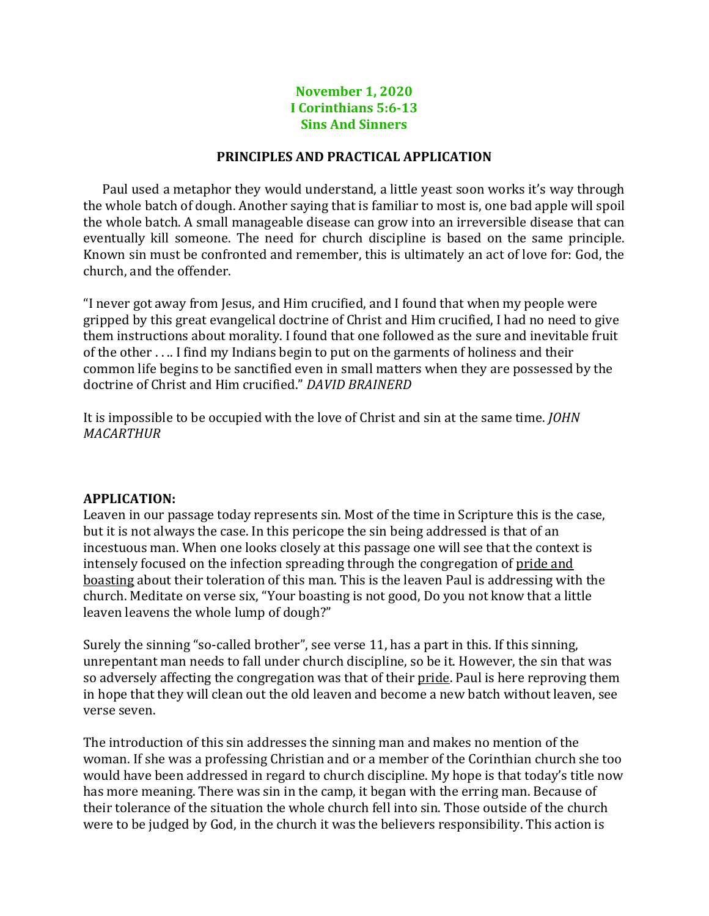**November 1, 2020**
**I Corinthians 5:6-13**
**Sins And Sinners**

**PRINCIPLES AND PRACTICAL APPLICATION**

Paul used a metaphor they would understand, a little yeast soon works it's way through the whole batch of dough. Another saying that is familiar to most is, one bad apple will spoil the whole batch. A small manageable disease can grow into an irreversible disease that can eventually kill someone. The need for church discipline is based on the same principle. Known sin must be confronted and remember, this is ultimately an act of love for: God, the church, and the offender.

"I never got away from Jesus, and Him crucified, and I found that when my people were gripped by this great evangelical doctrine of Christ and Him crucified, I had no need to give them instructions about morality. I found that one followed as the sure and inevitable fruit of the other . . .. I find my Indians begin to put on the garments of holiness and their common life begins to be sanctified even in small matters when they are possessed by the doctrine of Christ and Him crucified." *DAVID BRAINERD*

It is impossible to be occupied with the love of Christ and sin at the same time. *JOHN MACARTHUR*

**APPLICATION:**
Leaven in our passage today represents sin. Most of the time in Scripture this is the case, but it is not always the case. In this pericope the sin being addressed is that of an incestuous man. When one looks closely at this passage one will see that the context is intensely focused on the infection spreading through the congregation of <u>pride and boasting</u> about their toleration of this man. This is the leaven Paul is addressing with the church. Meditate on verse six, "Your boasting is not good, Do you not know that a little leaven leavens the whole lump of dough?"

Surely the sinning "so-called brother", see verse 11, has a part in this. If this sinning, unrepentant man needs to fall under church discipline, so be it. However, the sin that was so adversely affecting the congregation was that of their <u>pride</u>. Paul is here reproving them in hope that they will clean out the old leaven and become a new batch without leaven, see verse seven.

The introduction of this sin addresses the sinning man and makes no mention of the woman. If she was a professing Christian and or a member of the Corinthian church she too would have been addressed in regard to church discipline. My hope is that today's title now has more meaning. There was sin in the camp, it began with the erring man. Because of their tolerance of the situation the whole church fell into sin. Those outside of the church were to be judged by God, in the church it was the believers responsibility. This action is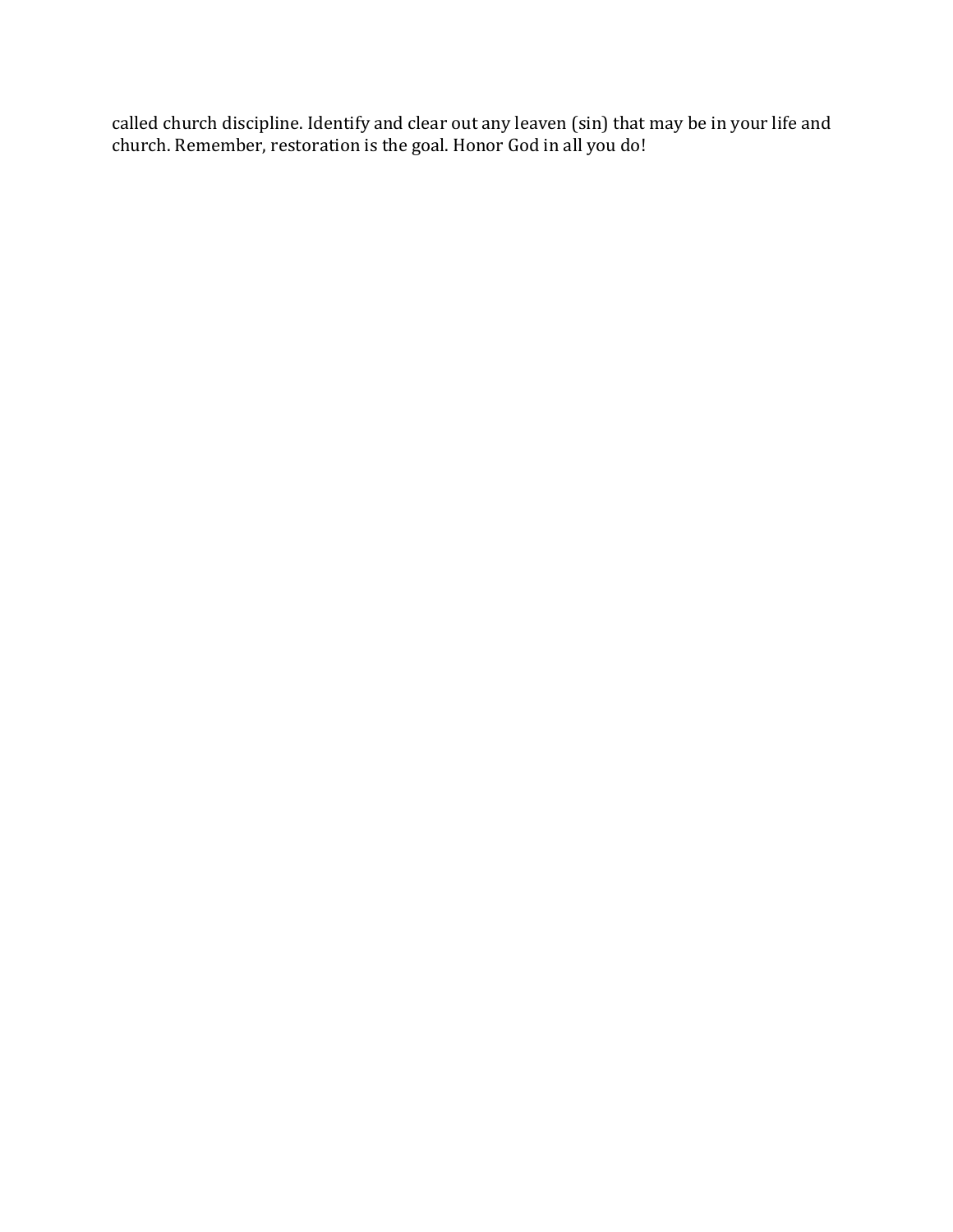called church discipline. Identify and clear out any leaven (sin) that may be in your life and church. Remember, restoration is the goal. Honor God in all you do!